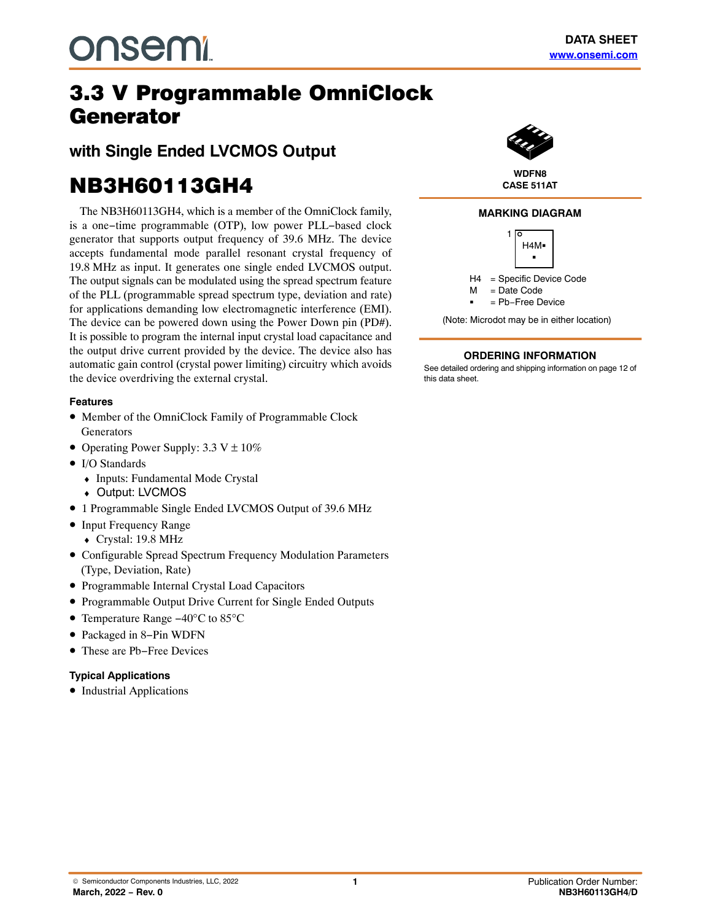DATA SHEET
www.onsemi.com

# 3.3 V Programmable OmniClock Generator

## with Single Ended LVCMOS Output

# NB3H60113GH4

The NB3H60113GH4, which is a member of the OmniClock family, is a one−time programmable (OTP), low power PLL−based clock generator that supports output frequency of 39.6 MHz. The device accepts fundamental mode parallel resonant crystal frequency of 19.8 MHz as input. It generates one single ended LVCMOS output. The output signals can be modulated using the spread spectrum feature of the PLL (programmable spread spectrum type, deviation and rate) for applications demanding low electromagnetic interference (EMI). The device can be powered down using the Power Down pin (PD#). It is possible to program the internal input crystal load capacitance and the output drive current provided by the device. The device also has automatic gain control (crystal power limiting) circuitry which avoids the device overdriving the external crystal.

### Features

- Member of the OmniClock Family of Programmable Clock Generators
- Operating Power Supply: 3.3 V ± 10%
- I/O Standards
  - Inputs: Fundamental Mode Crystal
  - Output: LVCMOS
- 1 Programmable Single Ended LVCMOS Output of 39.6 MHz
- Input Frequency Range
  - Crystal: 19.8 MHz
- Configurable Spread Spectrum Frequency Modulation Parameters (Type, Deviation, Rate)
- Programmable Internal Crystal Load Capacitors
- Programmable Output Drive Current for Single Ended Outputs
- Temperature Range −40°C to 85°C
- Packaged in 8−Pin WDFN
- These are Pb−Free Devices

### Typical Applications

- Industrial Applications

WDFN8
CASE 511AT

### MARKING DIAGRAM

1
H4M▪
▪

H4 = Specific Device Code
M = Date Code
▪ = Pb−Free Device

(Note: Microdot may be in either location)

### ORDERING INFORMATION

See detailed ordering and shipping information on page 12 of this data sheet.

© Semiconductor Components Industries, LLC, 2022
March, 2022 − Rev. 0

Publication Order Number:
NB3H60113GH4/D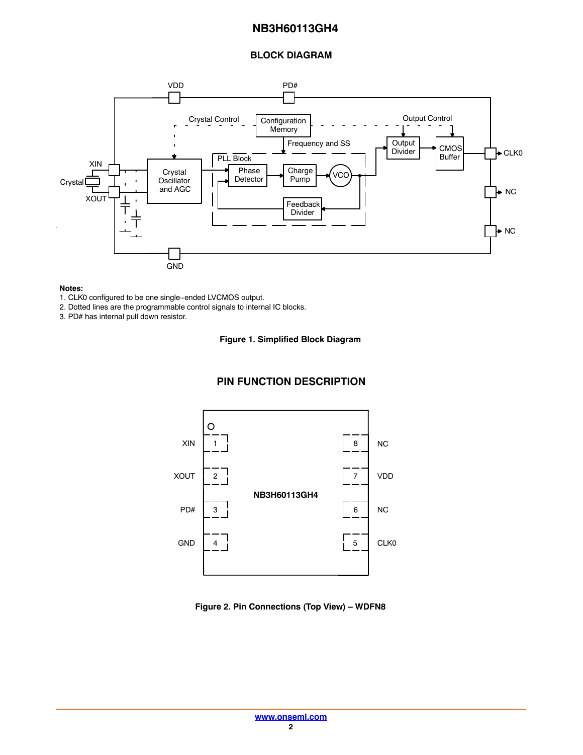## BLOCK DIAGRAM

**Notes:**
1. CLK0 configured to be one single−ended LVCMOS output.
2. Dotted lines are the programmable control signals to internal IC blocks.
3. PD# has internal pull down resistor.

**Figure 1. Simplified Block Diagram**

## PIN FUNCTION DESCRIPTION

**Figure 2. Pin Connections (Top View) – WDFN8**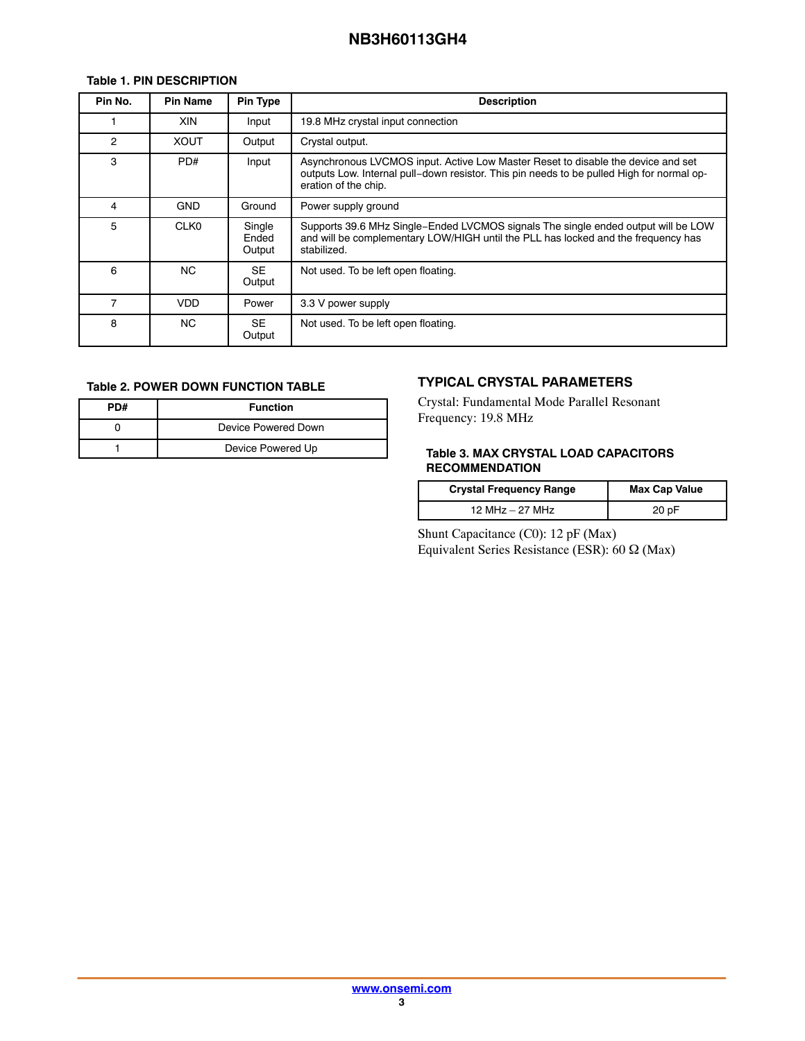**Table 1. PIN DESCRIPTION**

| Pin No. | Pin Name | Pin Type | Description |
|---|---|---|---|
| 1 | XIN | Input | 19.8 MHz crystal input connection |
| 2 | XOUT | Output | Crystal output. |
| 3 | PD# | Input | Asynchronous LVCMOS input. Active Low Master Reset to disable the device and set outputs Low. Internal pull−down resistor. This pin needs to be pulled High for normal operation of the chip. |
| 4 | GND | Ground | Power supply ground |
| 5 | CLK0 | Single Ended Output | Supports 39.6 MHz Single−Ended LVCMOS signals The single ended output will be LOW and will be complementary LOW/HIGH until the PLL has locked and the frequency has stabilized. |
| 6 | NC | SE Output | Not used. To be left open floating. |
| 7 | VDD | Power | 3.3 V power supply |
| 8 | NC | SE Output | Not used. To be left open floating. |

**Table 2. POWER DOWN FUNCTION TABLE**

| PD# | Function |
|---|---|
| 0 | Device Powered Down |
| 1 | Device Powered Up |

## TYPICAL CRYSTAL PARAMETERS

Crystal: Fundamental Mode Parallel Resonant
Frequency: 19.8 MHz

**Table 3. MAX CRYSTAL LOAD CAPACITORS RECOMMENDATION**

| Crystal Frequency Range | Max Cap Value |
|---|---|
| 12 MHz – 27 MHz | 20 pF |

Shunt Capacitance (C0): 12 pF (Max)
Equivalent Series Resistance (ESR): 60 Ω (Max)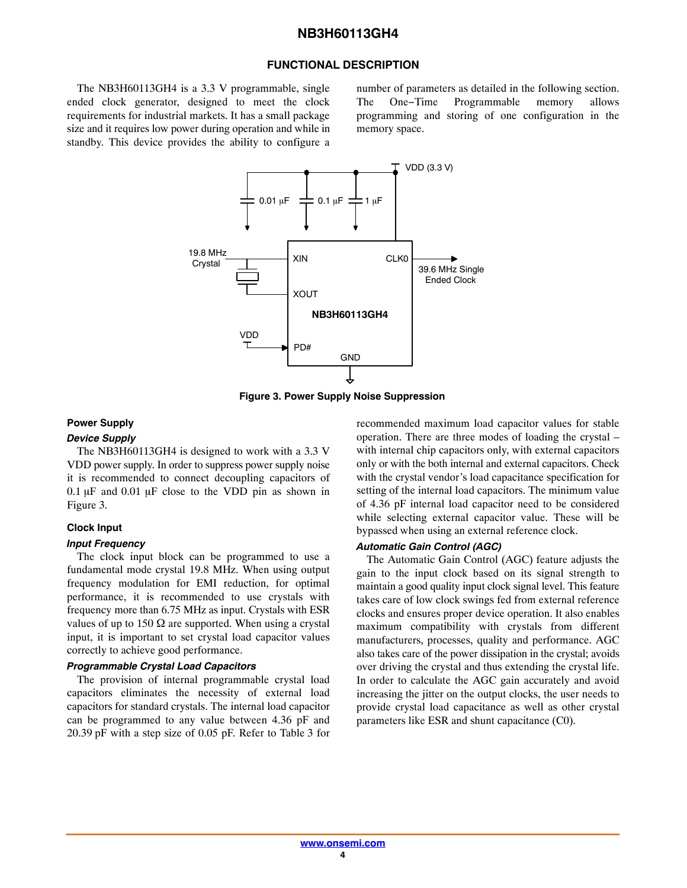## FUNCTIONAL DESCRIPTION

The NB3H60113GH4 is a 3.3 V programmable, single ended clock generator, designed to meet the clock requirements for industrial markets. It has a small package size and it requires low power during operation and while in standby. This device provides the ability to configure a number of parameters as detailed in the following section. The One−Time Programmable memory allows programming and storing of one configuration in the memory space.

Figure 3. Power Supply Noise Suppression

### Power Supply

#### *Device Supply*

The NB3H60113GH4 is designed to work with a 3.3 V VDD power supply. In order to suppress power supply noise it is recommended to connect decoupling capacitors of 0.1 μF and 0.01 μF close to the VDD pin as shown in Figure 3.

### Clock Input

#### *Input Frequency*

The clock input block can be programmed to use a fundamental mode crystal 19.8 MHz. When using output frequency modulation for EMI reduction, for optimal performance, it is recommended to use crystals with frequency more than 6.75 MHz as input. Crystals with ESR values of up to 150 Ω are supported. When using a crystal input, it is important to set crystal load capacitor values correctly to achieve good performance.

#### *Programmable Crystal Load Capacitors*

The provision of internal programmable crystal load capacitors eliminates the necessity of external load capacitors for standard crystals. The internal load capacitor can be programmed to any value between 4.36 pF and 20.39 pF with a step size of 0.05 pF. Refer to Table 3 for recommended maximum load capacitor values for stable operation. There are three modes of loading the crystal – with internal chip capacitors only, with external capacitors only or with the both internal and external capacitors. Check with the crystal vendor's load capacitance specification for setting of the internal load capacitors. The minimum value of 4.36 pF internal load capacitor need to be considered while selecting external capacitor value. These will be bypassed when using an external reference clock.

#### *Automatic Gain Control (AGC)*

The Automatic Gain Control (AGC) feature adjusts the gain to the input clock based on its signal strength to maintain a good quality input clock signal level. This feature takes care of low clock swings fed from external reference clocks and ensures proper device operation. It also enables maximum compatibility with crystals from different manufacturers, processes, quality and performance. AGC also takes care of the power dissipation in the crystal; avoids over driving the crystal and thus extending the crystal life. In order to calculate the AGC gain accurately and avoid increasing the jitter on the output clocks, the user needs to provide crystal load capacitance as well as other crystal parameters like ESR and shunt capacitance (C0).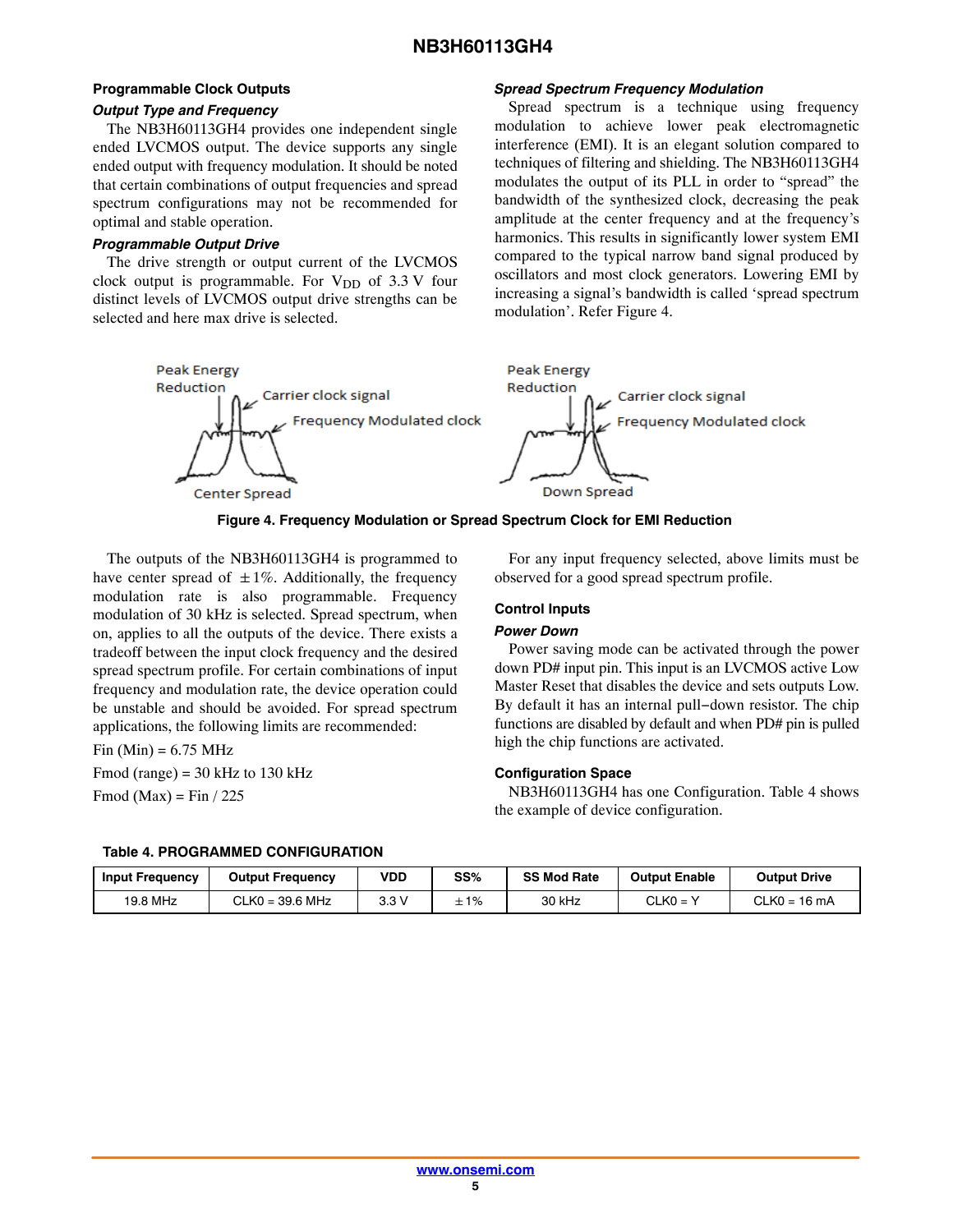## Programmable Clock Outputs

### *Output Type and Frequency*

The NB3H60113GH4 provides one independent single ended LVCMOS output. The device supports any single ended output with frequency modulation. It should be noted that certain combinations of output frequencies and spread spectrum configurations may not be recommended for optimal and stable operation.

### *Programmable Output Drive*

The drive strength or output current of the LVCMOS clock output is programmable. For $V_{DD}$ of 3.3 V four distinct levels of LVCMOS output drive strengths can be selected and here max drive is selected.

### *Spread Spectrum Frequency Modulation*

Spread spectrum is a technique using frequency modulation to achieve lower peak electromagnetic interference (EMI). It is an elegant solution compared to techniques of filtering and shielding. The NB3H60113GH4 modulates the output of its PLL in order to “spread” the bandwidth of the synthesized clock, decreasing the peak amplitude at the center frequency and at the frequency’s harmonics. This results in significantly lower system EMI compared to the typical narrow band signal produced by oscillators and most clock generators. Lowering EMI by increasing a signal’s bandwidth is called ‘spread spectrum modulation’. Refer Figure 4.

**Figure 4. Frequency Modulation or Spread Spectrum Clock for EMI Reduction**

The outputs of the NB3H60113GH4 is programmed to have center spread of ±1%. Additionally, the frequency modulation rate is also programmable. Frequency modulation of 30 kHz is selected. Spread spectrum, when on, applies to all the outputs of the device. There exists a tradeoff between the input clock frequency and the desired spread spectrum profile. For certain combinations of input frequency and modulation rate, the device operation could be unstable and should be avoided. For spread spectrum applications, the following limits are recommended:

Fin (Min) = 6.75 MHz

Fmod (range) = 30 kHz to 130 kHz

Fmod (Max) = Fin / 225

For any input frequency selected, above limits must be observed for a good spread spectrum profile.

## Control Inputs

### *Power Down*

Power saving mode can be activated through the power down PD# input pin. This input is an LVCMOS active Low Master Reset that disables the device and sets outputs Low. By default it has an internal pull−down resistor. The chip functions are disabled by default and when PD# pin is pulled high the chip functions are activated.

## Configuration Space

NB3H60113GH4 has one Configuration. Table 4 shows the example of device configuration.

**Table 4. PROGRAMMED CONFIGURATION**

| Input Frequency | Output Frequency | VDD | SS% | SS Mod Rate | Output Enable | Output Drive |
|---|---|---|---|---|---|---|
| 19.8 MHz | CLK0 = 39.6 MHz | 3.3 V | ±1% | 30 kHz | CLK0 = Y | CLK0 = 16 mA |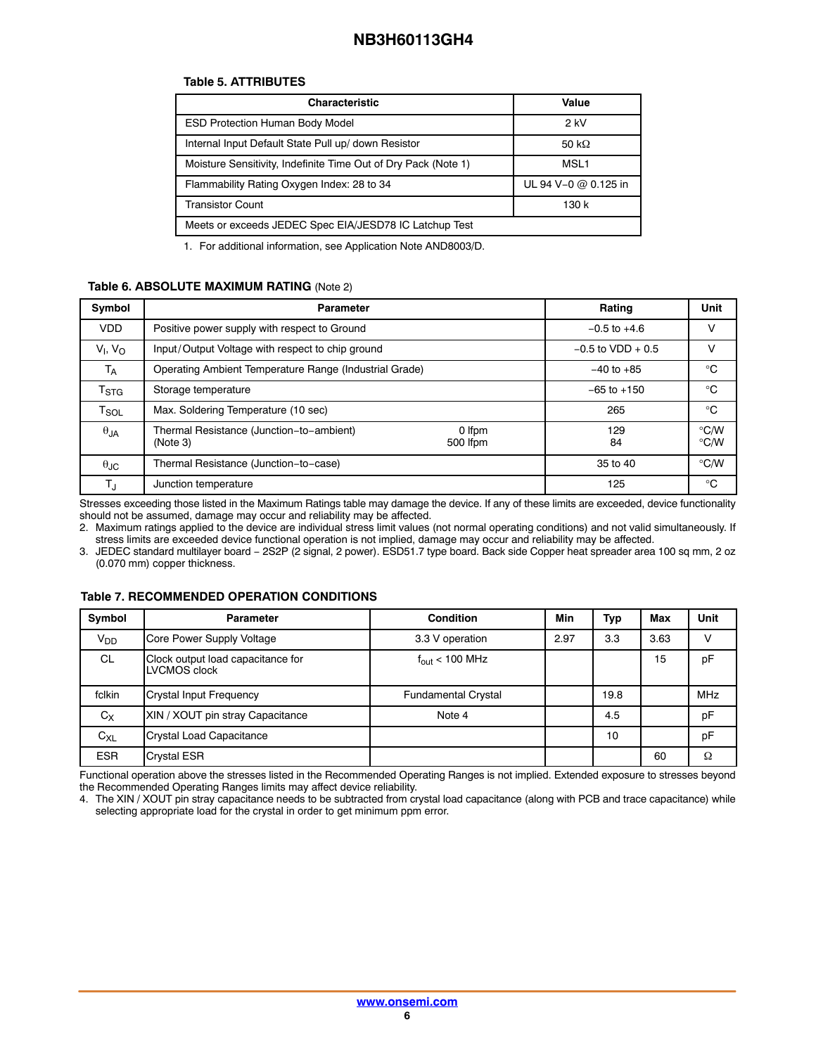**Table 5. ATTRIBUTES**

| Characteristic | Value |
|---|---|
| ESD Protection Human Body Model | 2 kV |
| Internal Input Default State Pull up/ down Resistor | 50 kΩ |
| Moisture Sensitivity, Indefinite Time Out of Dry Pack (Note 1) | MSL1 |
| Flammability Rating Oxygen Index: 28 to 34 | UL 94 V−0 @ 0.125 in |
| Transistor Count | 130 k |
| Meets or exceeds JEDEC Spec EIA/JESD78 IC Latchup Test | |

1. For additional information, see Application Note AND8003/D.

**Table 6. ABSOLUTE MAXIMUM RATING** (Note 2)

| Symbol | Parameter | | Rating | Unit |
|---|---|---|---|---|
| VDD | Positive power supply with respect to Ground | | −0.5 to +4.6 | V |
| $V_I$, $V_O$ | Input/Output Voltage with respect to chip ground | | −0.5 to VDD + 0.5 | V |
| $T_A$ | Operating Ambient Temperature Range (Industrial Grade) | | −40 to +85 | °C |
| $T_{STG}$ | Storage temperature | | −65 to +150 | °C |
| $T_{SOL}$ | Max. Soldering Temperature (10 sec) | | 265 | °C |
| $\theta_{JA}$ | Thermal Resistance (Junction−to−ambient) (Note 3) | 0 lfpm<br>500 lfpm | 129<br>84 | °C/W<br>°C/W |
| $\theta_{JC}$ | Thermal Resistance (Junction−to−case) | | 35 to 40 | °C/W |
| $T_J$ | Junction temperature | | 125 | °C |

Stresses exceeding those listed in the Maximum Ratings table may damage the device. If any of these limits are exceeded, device functionality should not be assumed, damage may occur and reliability may be affected.

2. Maximum ratings applied to the device are individual stress limit values (not normal operating conditions) and not valid simultaneously. If stress limits are exceeded device functional operation is not implied, damage may occur and reliability may be affected.
3. JEDEC standard multilayer board − 2S2P (2 signal, 2 power). ESD51.7 type board. Back side Copper heat spreader area 100 sq mm, 2 oz (0.070 mm) copper thickness.

**Table 7. RECOMMENDED OPERATION CONDITIONS**

| Symbol | Parameter | Condition | Min | Typ | Max | Unit |
|---|---|---|---|---|---|---|
| $V_{DD}$ | Core Power Supply Voltage | 3.3 V operation | 2.97 | 3.3 | 3.63 | V |
| CL | Clock output load capacitance for LVCMOS clock | $f_{out}$ < 100 MHz | | | 15 | pF |
| fclkin | Crystal Input Frequency | Fundamental Crystal | | 19.8 | | MHz |
| $C_X$ | XIN / XOUT pin stray Capacitance | Note 4 | | 4.5 | | pF |
| $C_{XL}$ | Crystal Load Capacitance | | | 10 | | pF |
| ESR | Crystal ESR | | | | 60 | Ω |

Functional operation above the stresses listed in the Recommended Operating Ranges is not implied. Extended exposure to stresses beyond the Recommended Operating Ranges limits may affect device reliability.

4. The XIN / XOUT pin stray capacitance needs to be subtracted from crystal load capacitance (along with PCB and trace capacitance) while selecting appropriate load for the crystal in order to get minimum ppm error.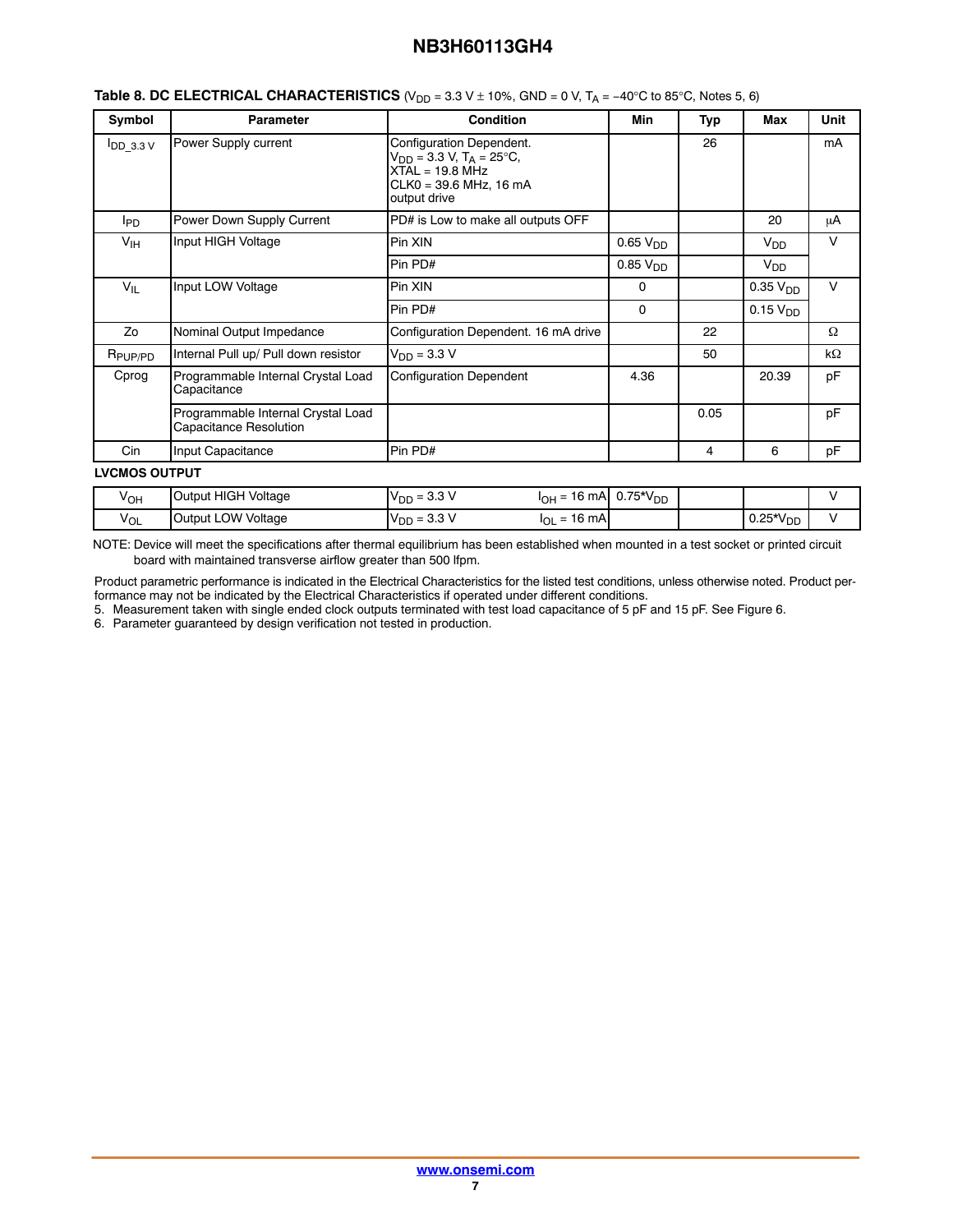**Table 8. DC ELECTRICAL CHARACTERISTICS** ($V_{DD}$ = 3.3 V ± 10%, GND = 0 V, $T_A$ = −40°C to 85°C, Notes 5, 6)

| Symbol | Parameter | Condition | Min | Typ | Max | Unit |
|---|---|---|---|---|---|---|
| $I_{DD\_3.3\,V}$ | Power Supply current | Configuration Dependent. $V_{DD}$ = 3.3 V, $T_A$ = 25°C, XTAL = 19.8 MHz CLK0 = 39.6 MHz, 16 mA output drive | | 26 | | mA |
| $I_{PD}$ | Power Down Supply Current | PD# is Low to make all outputs OFF | | | 20 | μA |
| $V_{IH}$ | Input HIGH Voltage | Pin XIN | 0.65 $V_{DD}$ | | $V_{DD}$ | V |
| | | Pin PD# | 0.85 $V_{DD}$ | | $V_{DD}$ | |
| $V_{IL}$ | Input LOW Voltage | Pin XIN | 0 | | 0.35 $V_{DD}$ | V |
| | | Pin PD# | 0 | | 0.15 $V_{DD}$ | |
| Zo | Nominal Output Impedance | Configuration Dependent. 16 mA drive | | 22 | | Ω |
| $R_{PUP/PD}$ | Internal Pull up/ Pull down resistor | $V_{DD}$ = 3.3 V | | 50 | | kΩ |
| Cprog | Programmable Internal Crystal Load Capacitance | Configuration Dependent | 4.36 | | 20.39 | pF |
| | Programmable Internal Crystal Load Capacitance Resolution | | | 0.05 | | pF |
| Cin | Input Capacitance | Pin PD# | | 4 | 6 | pF |
| **LVCMOS OUTPUT** | | | | | | |
| $V_{OH}$ | Output HIGH Voltage | $V_{DD}$ = 3.3 V $I_{OH}$ = 16 mA | 0.75*$V_{DD}$ | | | V |
| $V_{OL}$ | Output LOW Voltage | $V_{DD}$ = 3.3 V $I_{OL}$ = 16 mA | | | 0.25*$V_{DD}$ | V |

NOTE: Device will meet the specifications after thermal equilibrium has been established when mounted in a test socket or printed circuit board with maintained transverse airflow greater than 500 lfpm.

Product parametric performance is indicated in the Electrical Characteristics for the listed test conditions, unless otherwise noted. Product performance may not be indicated by the Electrical Characteristics if operated under different conditions.

5. Measurement taken with single ended clock outputs terminated with test load capacitance of 5 pF and 15 pF. See Figure 6.
6. Parameter guaranteed by design verification not tested in production.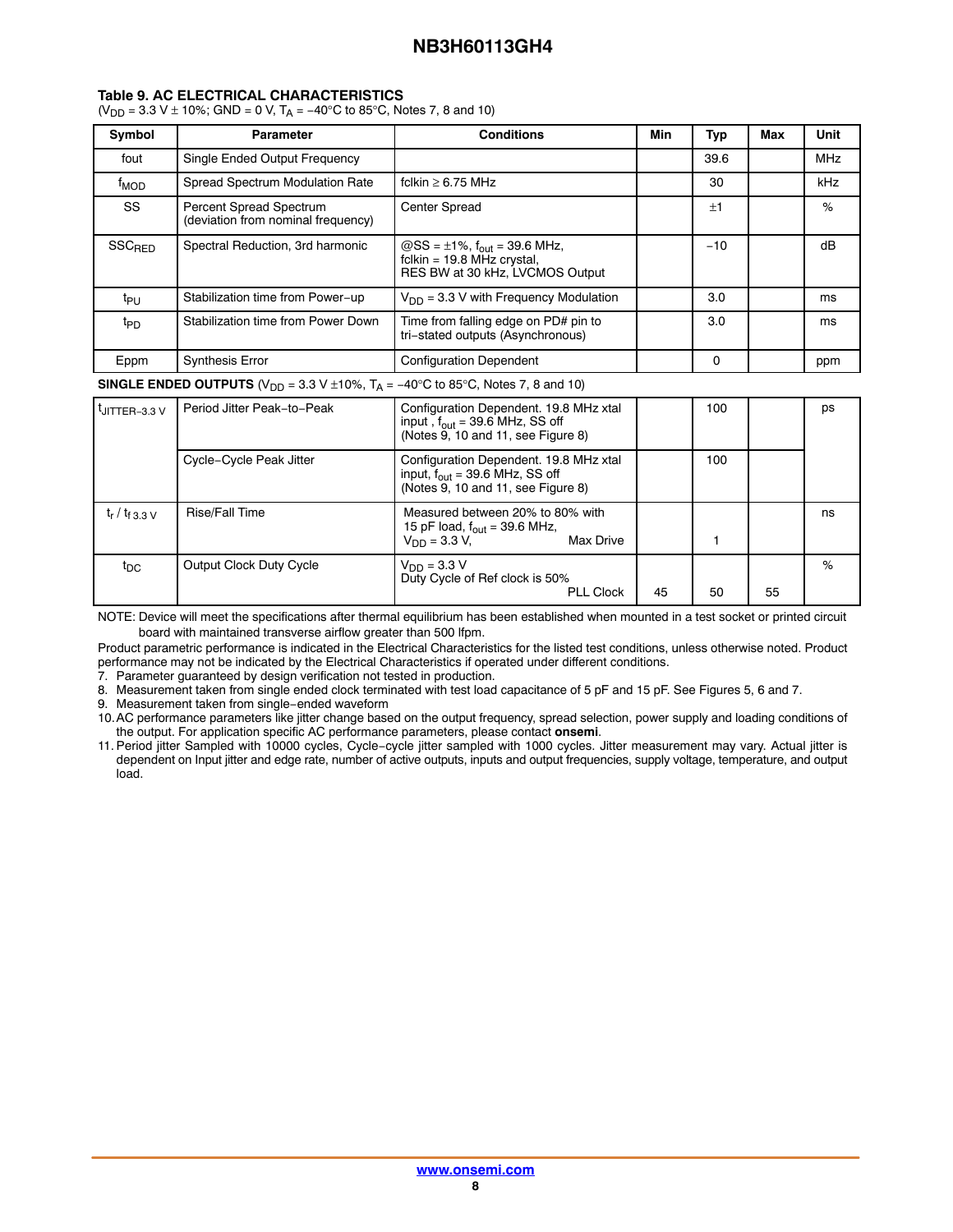### Table 9. AC ELECTRICAL CHARACTERISTICS

($V_{DD}$ = 3.3 V ± 10%; GND = 0 V, $T_A$ = −40°C to 85°C, Notes 7, 8 and 10)

| Symbol | Parameter | Conditions | Min | Typ | Max | Unit |
|---|---|---|---|---|---|---|
| fout | Single Ended Output Frequency | | | 39.6 | | MHz |
| $f_{MOD}$ | Spread Spectrum Modulation Rate | fclkin ≥ 6.75 MHz | | 30 | | kHz |
| SS | Percent Spread Spectrum (deviation from nominal frequency) | Center Spread | | ±1 | | % |
| $SSC_{RED}$ | Spectral Reduction, 3rd harmonic | @SS = ±1%, $f_{out}$ = 39.6 MHz, fclkin = 19.8 MHz crystal, RES BW at 30 kHz, LVCMOS Output | | −10 | | dB |
| $t_{PU}$ | Stabilization time from Power−up | $V_{DD}$ = 3.3 V with Frequency Modulation | | 3.0 | | ms |
| $t_{PD}$ | Stabilization time from Power Down | Time from falling edge on PD# pin to tri−stated outputs (Asynchronous) | | 3.0 | | ms |
| Eppm | Synthesis Error | Configuration Dependent | | 0 | | ppm |
| **SINGLE ENDED OUTPUTS** ($V_{DD}$ = 3.3 V ±10%, $T_A$ = −40°C to 85°C, Notes 7, 8 and 10) | | | | | | |
| $t_{JITTER-3.3\ V}$ | Period Jitter Peak−to−Peak | Configuration Dependent. 19.8 MHz xtal input , $f_{out}$ = 39.6 MHz, SS off (Notes 9, 10 and 11, see Figure 8) | | 100 | | ps |
| | Cycle−Cycle Peak Jitter | Configuration Dependent. 19.8 MHz xtal input, $f_{out}$ = 39.6 MHz, SS off (Notes 9, 10 and 11, see Figure 8) | | 100 | | |
| $t_r$ / $t_{f\ 3.3\ V}$ | Rise/Fall Time | Measured between 20% to 80% with 15 pF load, $f_{out}$ = 39.6 MHz, $V_{DD}$ = 3.3 V, Max Drive | | 1 | | ns |
| $t_{DC}$ | Output Clock Duty Cycle | $V_{DD}$ = 3.3 V Duty Cycle of Ref clock is 50% PLL Clock | 45 | 50 | 55 | % |

NOTE: Device will meet the specifications after thermal equilibrium has been established when mounted in a test socket or printed circuit board with maintained transverse airflow greater than 500 lfpm.

Product parametric performance is indicated in the Electrical Characteristics for the listed test conditions, unless otherwise noted. Product performance may not be indicated by the Electrical Characteristics if operated under different conditions.

7. Parameter guaranteed by design verification not tested in production.
8. Measurement taken from single ended clock terminated with test load capacitance of 5 pF and 15 pF. See Figures 5, 6 and 7.
9. Measurement taken from single−ended waveform
10. AC performance parameters like jitter change based on the output frequency, spread selection, power supply and loading conditions of the output. For application specific AC performance parameters, please contact **onsemi**.
11. Period jitter Sampled with 10000 cycles, Cycle−cycle jitter sampled with 1000 cycles. Jitter measurement may vary. Actual jitter is dependent on Input jitter and edge rate, number of active outputs, inputs and output frequencies, supply voltage, temperature, and output load.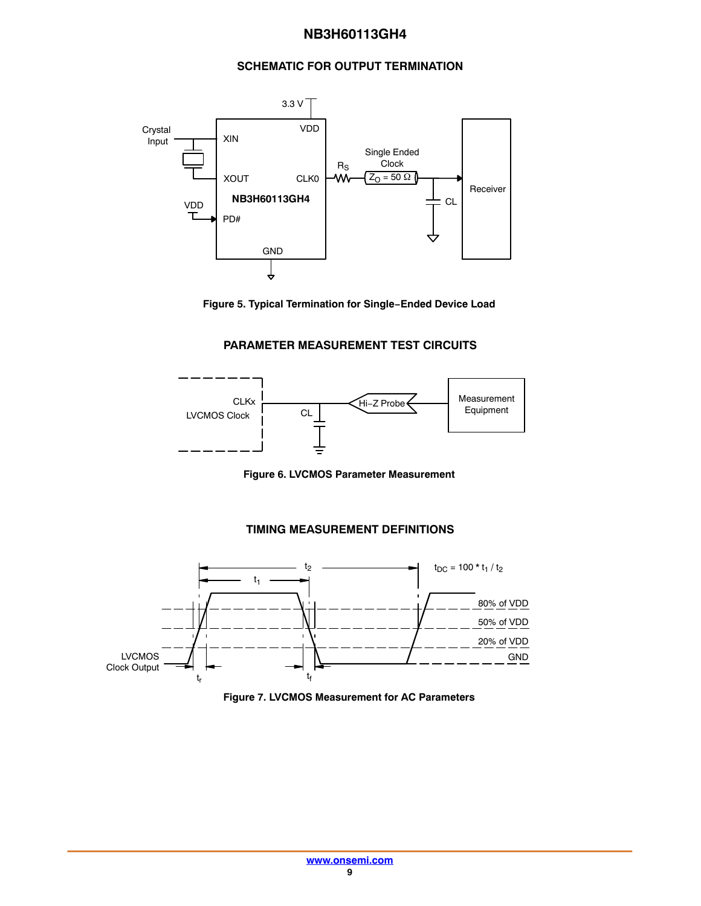## SCHEMATIC FOR OUTPUT TERMINATION

**Figure 5. Typical Termination for Single−Ended Device Load**

## PARAMETER MEASUREMENT TEST CIRCUITS

**Figure 6. LVCMOS Parameter Measurement**

## TIMING MEASUREMENT DEFINITIONS

$t_{DC} = 100 * t_1 / t_2$

**Figure 7. LVCMOS Measurement for AC Parameters**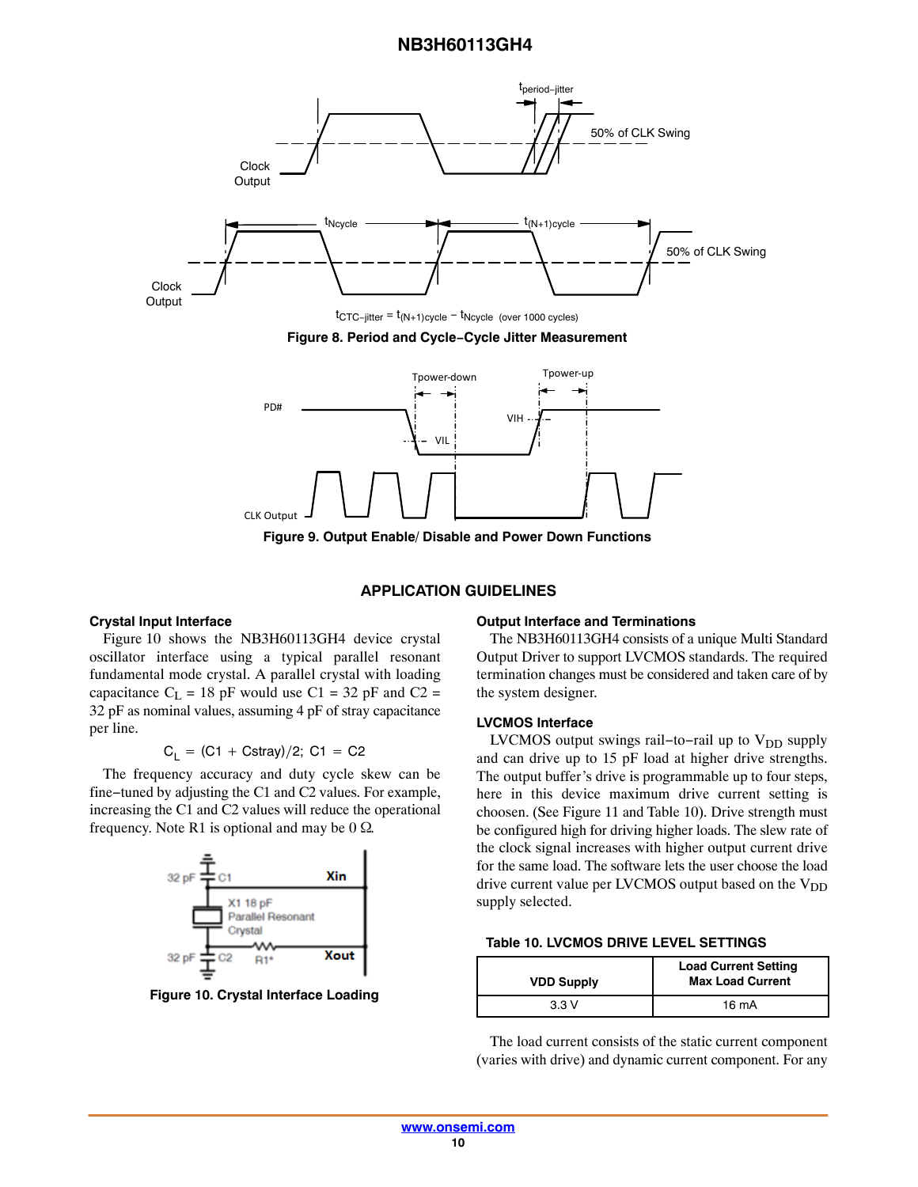$t_{CTC-jitter} = t_{(N+1)cycle} - t_{Ncycle}$ (over 1000 cycles)

**Figure 8. Period and Cycle−Cycle Jitter Measurement**

**Figure 9. Output Enable/ Disable and Power Down Functions**

## APPLICATION GUIDELINES

### Crystal Input Interface

Figure 10 shows the NB3H60113GH4 device crystal oscillator interface using a typical parallel resonant fundamental mode crystal. A parallel crystal with loading capacitance $C_L$ = 18 pF would use C1 = 32 pF and C2 = 32 pF as nominal values, assuming 4 pF of stray capacitance per line.

$$C_L = (C1 + Cstray)/2;\ C1 = C2$$

The frequency accuracy and duty cycle skew can be fine−tuned by adjusting the C1 and C2 values. For example, increasing the C1 and C2 values will reduce the operational frequency. Note R1 is optional and may be 0 Ω.

**Figure 10. Crystal Interface Loading**

### Output Interface and Terminations

The NB3H60113GH4 consists of a unique Multi Standard Output Driver to support LVCMOS standards. The required termination changes must be considered and taken care of by the system designer.

### LVCMOS Interface

LVCMOS output swings rail−to−rail up to $V_{DD}$ supply and can drive up to 15 pF load at higher drive strengths. The output buffer's drive is programmable up to four steps, here in this device maximum drive current setting is choosen. (See Figure 11 and Table 10). Drive strength must be configured high for driving higher loads. The slew rate of the clock signal increases with higher output current drive for the same load. The software lets the user choose the load drive current value per LVCMOS output based on the $V_{DD}$ supply selected.

**Table 10. LVCMOS DRIVE LEVEL SETTINGS**

| VDD Supply | Load Current Setting Max Load Current |
|---|---|
| 3.3 V | 16 mA |

The load current consists of the static current component (varies with drive) and dynamic current component. For any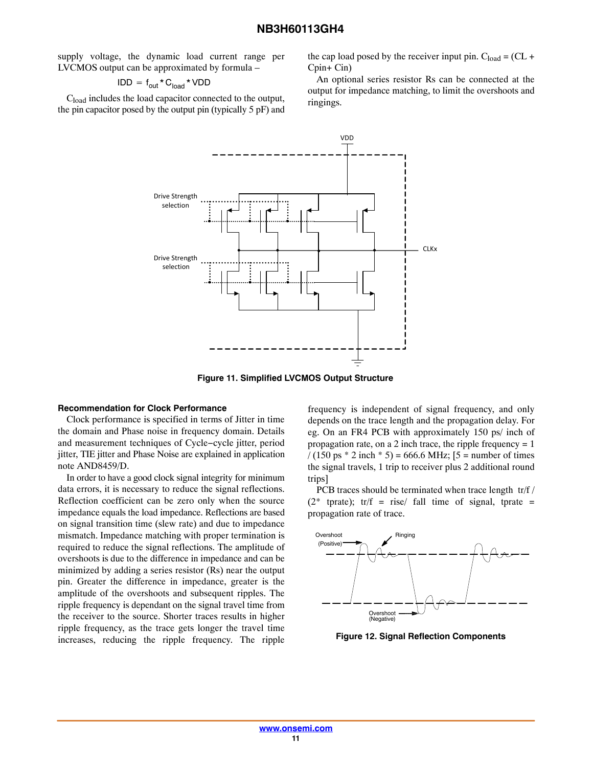supply voltage, the dynamic load current range per LVCMOS output can be approximated by formula –

$$IDD = f_{out} * C_{load} * VDD$$

$C_{load}$ includes the load capacitor connected to the output, the pin capacitor posed by the output pin (typically 5 pF) and the cap load posed by the receiver input pin. $C_{load}$ = (CL + Cpin+ Cin)

An optional series resistor Rs can be connected at the output for impedance matching, to limit the overshoots and ringings.

**Figure 11. Simplified LVCMOS Output Structure**

#### Recommendation for Clock Performance

Clock performance is specified in terms of Jitter in time the domain and Phase noise in frequency domain. Details and measurement techniques of Cycle−cycle jitter, period jitter, TIE jitter and Phase Noise are explained in application note AND8459/D.

In order to have a good clock signal integrity for minimum data errors, it is necessary to reduce the signal reflections. Reflection coefficient can be zero only when the source impedance equals the load impedance. Reflections are based on signal transition time (slew rate) and due to impedance mismatch. Impedance matching with proper termination is required to reduce the signal reflections. The amplitude of overshoots is due to the difference in impedance and can be minimized by adding a series resistor (Rs) near the output pin. Greater the difference in impedance, greater is the amplitude of the overshoots and subsequent ripples. The ripple frequency is dependant on the signal travel time from the receiver to the source. Shorter traces results in higher ripple frequency, as the trace gets longer the travel time increases, reducing the ripple frequency. The ripple frequency is independent of signal frequency, and only depends on the trace length and the propagation delay. For eg. On an FR4 PCB with approximately 150 ps/ inch of propagation rate, on a 2 inch trace, the ripple frequency = 1 / (150 ps * 2 inch * 5) = 666.6 MHz; [5 = number of times the signal travels, 1 trip to receiver plus 2 additional round trips]

PCB traces should be terminated when trace length tr/f / (2* tprate); tr/f = rise/ fall time of signal, tprate = propagation rate of trace.

**Figure 12. Signal Reflection Components**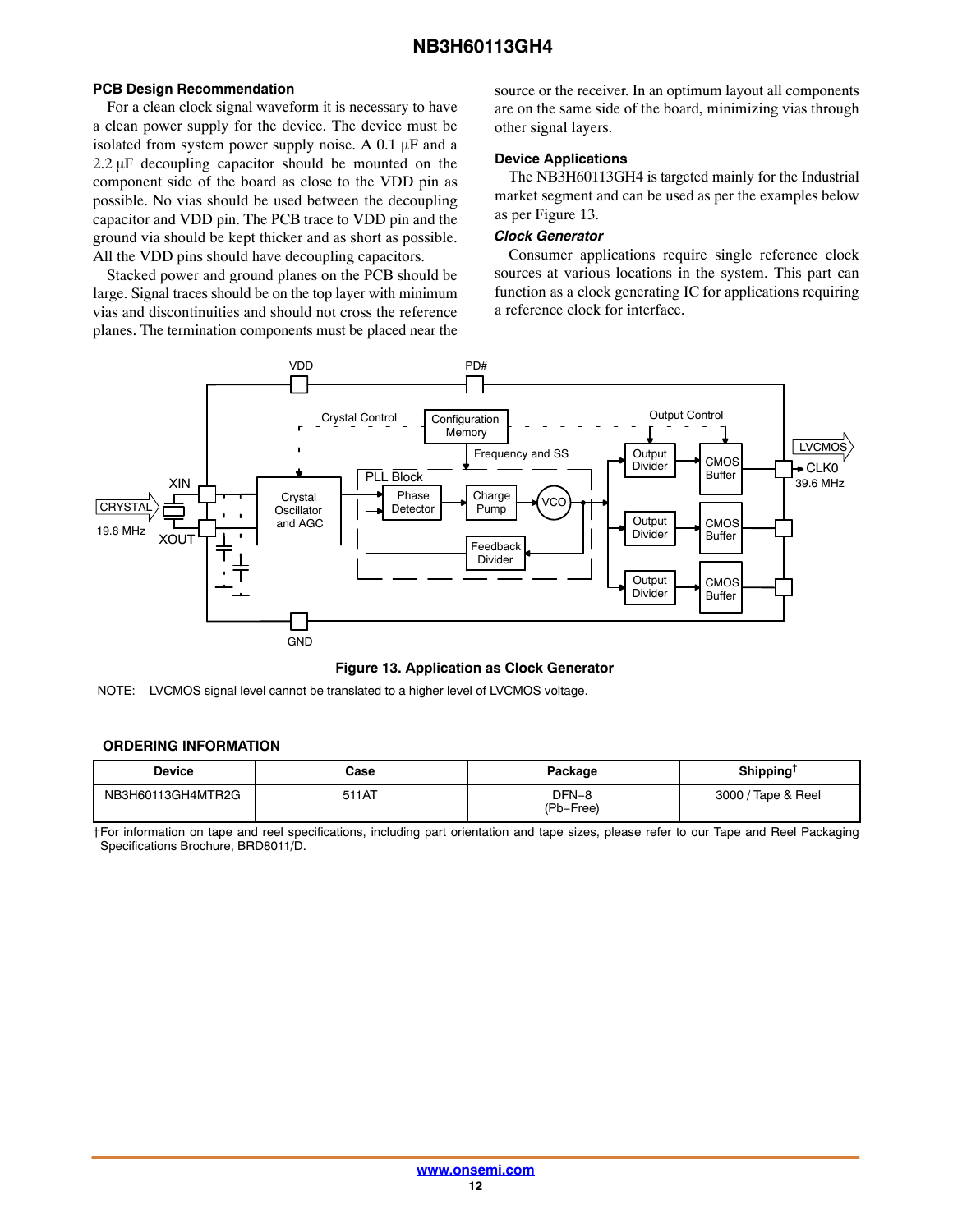### PCB Design Recommendation

For a clean clock signal waveform it is necessary to have a clean power supply for the device. The device must be isolated from system power supply noise. A 0.1 μF and a 2.2 μF decoupling capacitor should be mounted on the component side of the board as close to the VDD pin as possible. No vias should be used between the decoupling capacitor and VDD pin. The PCB trace to VDD pin and the ground via should be kept thicker and as short as possible. All the VDD pins should have decoupling capacitors.

Stacked power and ground planes on the PCB should be large. Signal traces should be on the top layer with minimum vias and discontinuities and should not cross the reference planes. The termination components must be placed near the source or the receiver. In an optimum layout all components are on the same side of the board, minimizing vias through other signal layers.

### Device Applications

The NB3H60113GH4 is targeted mainly for the Industrial market segment and can be used as per the examples below as per Figure 13.

***Clock Generator***

Consumer applications require single reference clock sources at various locations in the system. This part can function as a clock generating IC for applications requiring a reference clock for interface.

**Figure 13. Application as Clock Generator**

NOTE: LVCMOS signal level cannot be translated to a higher level of LVCMOS voltage.

### ORDERING INFORMATION

| Device | Case | Package | Shipping† |
|---|---|---|---|
| NB3H60113GH4MTR2G | 511AT | DFN−8 (Pb−Free) | 3000 / Tape & Reel |

†For information on tape and reel specifications, including part orientation and tape sizes, please refer to our Tape and Reel Packaging Specifications Brochure, BRD8011/D.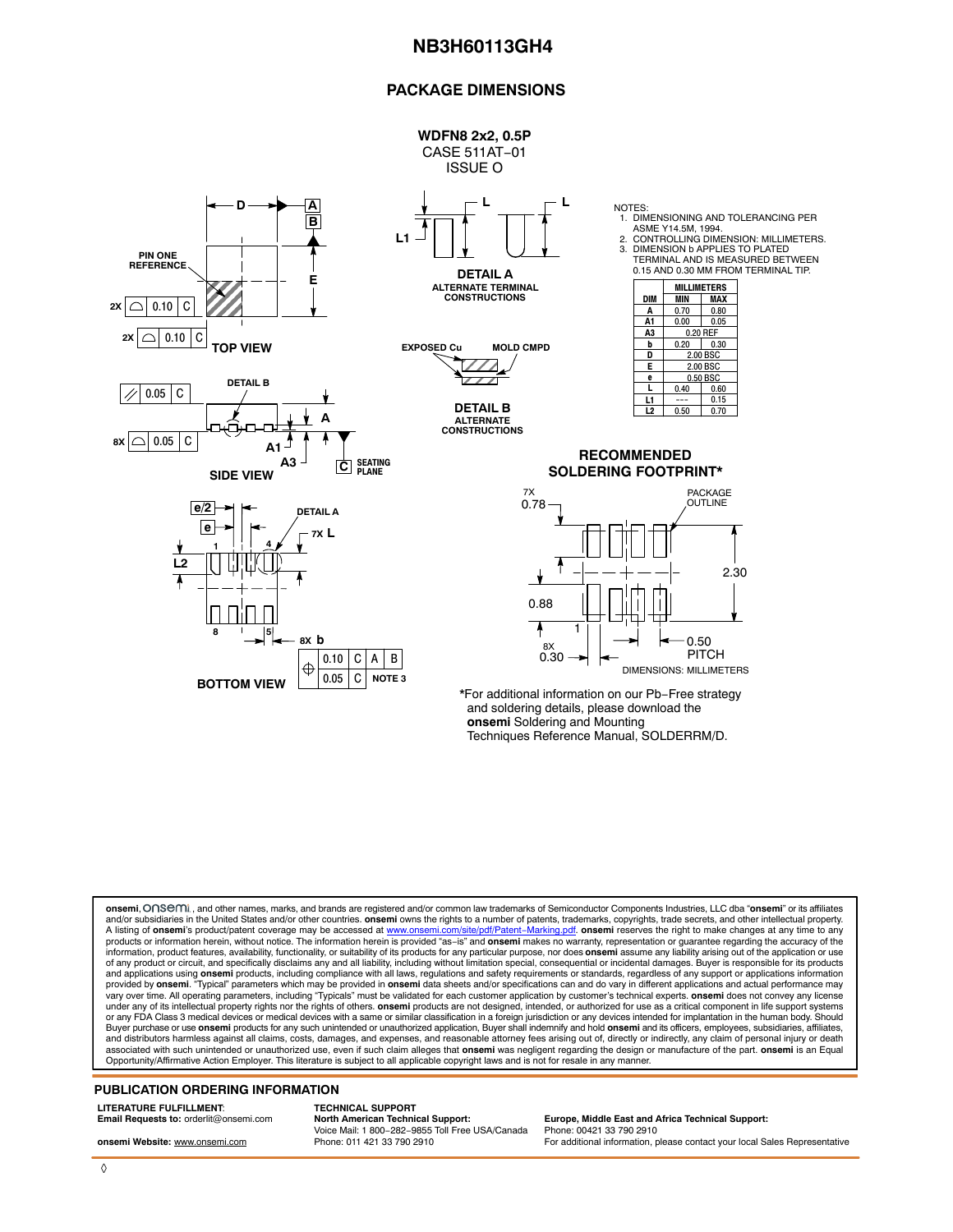## PACKAGE DIMENSIONS

**WDFN8 2x2, 0.5P**
CASE 511AT−01
ISSUE O

NOTES:
1. DIMENSIONING AND TOLERANCING PER ASME Y14.5M, 1994.
2. CONTROLLING DIMENSION: MILLIMETERS.
3. DIMENSION b APPLIES TO PLATED TERMINAL AND IS MEASURED BETWEEN 0.15 AND 0.30 MM FROM TERMINAL TIP.

| DIM | MILLIMETERS MIN | MILLIMETERS MAX |
|---|---|---|
| A | 0.70 | 0.80 |
| A1 | 0.00 | 0.05 |
| A3 | 0.20 REF | |
| b | 0.20 | 0.30 |
| D | 2.00 BSC | |
| E | 2.00 BSC | |
| e | 0.50 BSC | |
| L | 0.40 | 0.60 |
| L1 | --- | 0.15 |
| L2 | 0.50 | 0.70 |

TOP VIEW

PIN ONE REFERENCE

2X 0.10 C

2X 0.10 C

SIDE VIEW

DETAIL B

0.05 C

8X 0.05 C

A1 A3 A

C SEATING PLANE

BOTTOM VIEW

e/2

e

DETAIL A

7X L

L2

8X b

0.10 C A B

0.05 C NOTE 3

DETAIL A
ALTERNATE TERMINAL CONSTRUCTIONS

L1 L L

DETAIL B
ALTERNATE CONSTRUCTIONS

EXPOSED Cu MOLD CMPD

### RECOMMENDED SOLDERING FOOTPRINT*

7X 0.78

PACKAGE OUTLINE

2.30

0.88

1

8X 0.30

0.50 PITCH

DIMENSIONS: MILLIMETERS

*For additional information on our Pb−Free strategy and soldering details, please download the **onsemi** Soldering and Mounting Techniques Reference Manual, SOLDERRM/D.

**onsemi**, onsemi, and other names, marks, and brands are registered and/or common law trademarks of Semiconductor Components Industries, LLC dba "**onsemi**" or its affiliates and/or subsidiaries in the United States and/or other countries. **onsemi** owns the rights to a number of patents, trademarks, copyrights, trade secrets, and other intellectual property. A listing of **onsemi**'s product/patent coverage may be accessed at www.onsemi.com/site/pdf/Patent−Marking.pdf. **onsemi** reserves the right to make changes at any time to any products or information herein, without notice. The information herein is provided "as−is" and **onsemi** makes no warranty, representation or guarantee regarding the accuracy of the information, product features, availability, functionality, or suitability of its products for any particular purpose, nor does **onsemi** assume any liability arising out of the application or use of any product or circuit, and specifically disclaims any and all liability, including without limitation special, consequential or incidental damages. Buyer is responsible for its products and applications using **onsemi** products, including compliance with all laws, regulations and safety requirements or standards, regardless of any support or applications information provided by **onsemi**. "Typical" parameters which may be provided in **onsemi** data sheets and/or specifications can and do vary in different applications and actual performance may vary over time. All operating parameters, including "Typicals" must be validated for each customer application by customer's technical experts. **onsemi** does not convey any license under any of its intellectual property rights nor the rights of others. **onsemi** products are not designed, intended, or authorized for use as a critical component in life support systems or any FDA Class 3 medical devices or medical devices with a same or similar classification in a foreign jurisdiction or any devices intended for implantation in the human body. Should Buyer purchase or use **onsemi** products for any such unintended or unauthorized application, Buyer shall indemnify and hold **onsemi** and its officers, employees, subsidiaries, affiliates, and distributors harmless against all claims, costs, damages, and expenses, and reasonable attorney fees arising out of, directly or indirectly, any claim of personal injury or death associated with such unintended or unauthorized use, even if such claim alleges that **onsemi** was negligent regarding the design or manufacture of the part. **onsemi** is an Equal Opportunity/Affirmative Action Employer. This literature is subject to all applicable copyright laws and is not for resale in any manner.

### PUBLICATION ORDERING INFORMATION

**LITERATURE FULFILLMENT**:
**Email Requests to:** orderlit@onsemi.com

**onsemi Website:** www.onsemi.com

**TECHNICAL SUPPORT**
**North American Technical Support:**
Voice Mail: 1 800−282−9855 Toll Free USA/Canada
Phone: 011 421 33 790 2910

**Europe, Middle East and Africa Technical Support:**
Phone: 00421 33 790 2910
For additional information, please contact your local Sales Representative